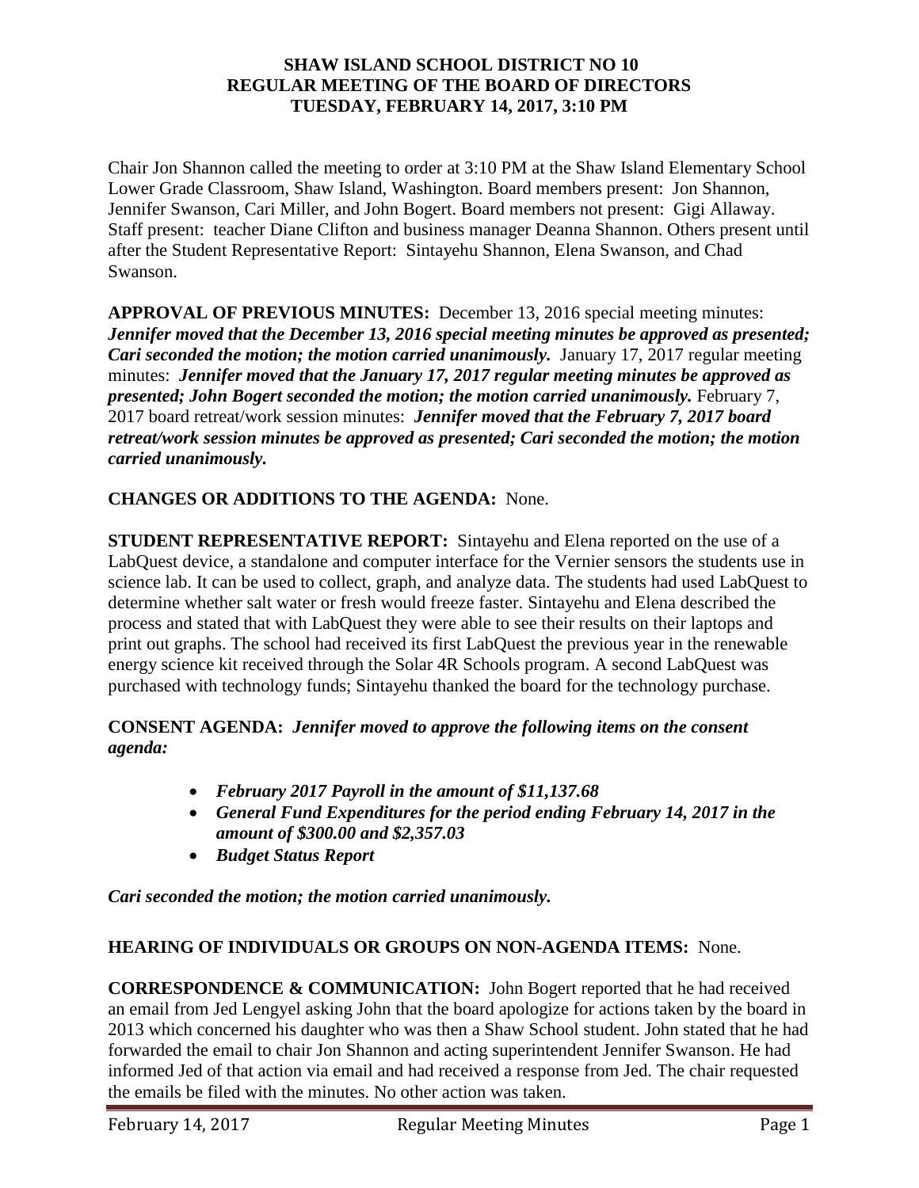**SHAW ISLAND SCHOOL DISTRICT NO 10**
**REGULAR MEETING OF THE BOARD OF DIRECTORS**
**TUESDAY, FEBRUARY 14, 2017, 3:10 PM**

Chair Jon Shannon called the meeting to order at 3:10 PM at the Shaw Island Elementary School Lower Grade Classroom, Shaw Island, Washington. Board members present: Jon Shannon, Jennifer Swanson, Cari Miller, and John Bogert. Board members not present: Gigi Allaway. Staff present: teacher Diane Clifton and business manager Deanna Shannon. Others present until after the Student Representative Report: Sintayehu Shannon, Elena Swanson, and Chad Swanson.

**APPROVAL OF PREVIOUS MINUTES:** December 13, 2016 special meeting minutes: ***Jennifer moved that the December 13, 2016 special meeting minutes be approved as presented; Cari seconded the motion; the motion carried unanimously.*** January 17, 2017 regular meeting minutes: ***Jennifer moved that the January 17, 2017 regular meeting minutes be approved as presented; John Bogert seconded the motion; the motion carried unanimously.*** February 7, 2017 board retreat/work session minutes: ***Jennifer moved that the February 7, 2017 board retreat/work session minutes be approved as presented; Cari seconded the motion; the motion carried unanimously.***

**CHANGES OR ADDITIONS TO THE AGENDA:** None.

**STUDENT REPRESENTATIVE REPORT:** Sintayehu and Elena reported on the use of a LabQuest device, a standalone and computer interface for the Vernier sensors the students use in science lab. It can be used to collect, graph, and analyze data. The students had used LabQuest to determine whether salt water or fresh would freeze faster. Sintayehu and Elena described the process and stated that with LabQuest they were able to see their results on their laptops and print out graphs. The school had received its first LabQuest the previous year in the renewable energy science kit received through the Solar 4R Schools program. A second LabQuest was purchased with technology funds; Sintayehu thanked the board for the technology purchase.

**CONSENT AGENDA:** ***Jennifer moved to approve the following items on the consent agenda:***

- ***February 2017 Payroll in the amount of $11,137.68***
- ***General Fund Expenditures for the period ending February 14, 2017 in the amount of $300.00 and $2,357.03***
- ***Budget Status Report***

***Cari seconded the motion; the motion carried unanimously.***

**HEARING OF INDIVIDUALS OR GROUPS ON NON-AGENDA ITEMS:** None.

**CORRESPONDENCE & COMMUNICATION:** John Bogert reported that he had received an email from Jed Lengyel asking John that the board apologize for actions taken by the board in 2013 which concerned his daughter who was then a Shaw School student. John stated that he had forwarded the email to chair Jon Shannon and acting superintendent Jennifer Swanson. He had informed Jed of that action via email and had received a response from Jed. The chair requested the emails be filed with the minutes. No other action was taken.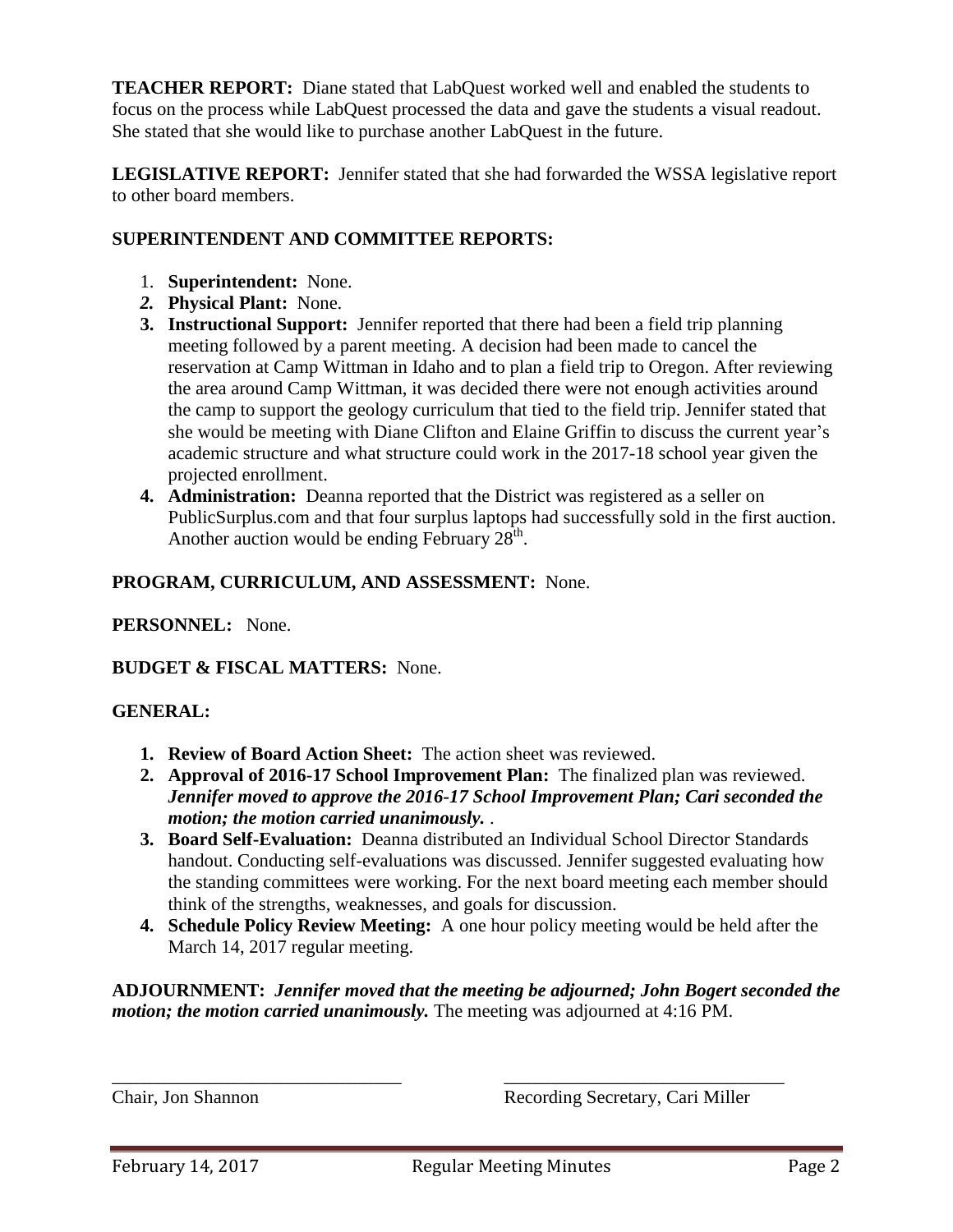**TEACHER REPORT:** Diane stated that LabQuest worked well and enabled the students to focus on the process while LabQuest processed the data and gave the students a visual readout. She stated that she would like to purchase another LabQuest in the future.

**LEGISLATIVE REPORT:** Jennifer stated that she had forwarded the WSSA legislative report to other board members.

**SUPERINTENDENT AND COMMITTEE REPORTS:**

1. **Superintendent:** None.
2. **Physical Plant:** None.
3. **Instructional Support:** Jennifer reported that there had been a field trip planning meeting followed by a parent meeting. A decision had been made to cancel the reservation at Camp Wittman in Idaho and to plan a field trip to Oregon. After reviewing the area around Camp Wittman, it was decided there were not enough activities around the camp to support the geology curriculum that tied to the field trip. Jennifer stated that she would be meeting with Diane Clifton and Elaine Griffin to discuss the current year's academic structure and what structure could work in the 2017-18 school year given the projected enrollment.
4. **Administration:** Deanna reported that the District was registered as a seller on PublicSurplus.com and that four surplus laptops had successfully sold in the first auction. Another auction would be ending February 28th.

**PROGRAM, CURRICULUM, AND ASSESSMENT:** None.

**PERSONNEL:** None.

**BUDGET & FISCAL MATTERS:** None.

**GENERAL:**

1. **Review of Board Action Sheet:** The action sheet was reviewed.
2. **Approval of 2016-17 School Improvement Plan:** The finalized plan was reviewed. ***Jennifer moved to approve the 2016-17 School Improvement Plan; Cari seconded the motion; the motion carried unanimously.*** .
3. **Board Self-Evaluation:** Deanna distributed an Individual School Director Standards handout. Conducting self-evaluations was discussed. Jennifer suggested evaluating how the standing committees were working. For the next board meeting each member should think of the strengths, weaknesses, and goals for discussion.
4. **Schedule Policy Review Meeting:** A one hour policy meeting would be held after the March 14, 2017 regular meeting.

**ADJOURNMENT:** ***Jennifer moved that the meeting be adjourned; John Bogert seconded the motion; the motion carried unanimously.*** The meeting was adjourned at 4:16 PM.

\_\_\_\_\_\_\_\_\_\_\_\_\_\_\_\_\_\_\_\_\_\_\_\_\_\_\_\_\_\_\_\_ \_\_\_\_\_\_\_\_\_\_\_\_\_\_\_\_\_\_\_\_\_\_\_\_\_\_\_\_\_\_\_\_

Chair, Jon Shannon Recording Secretary, Cari Miller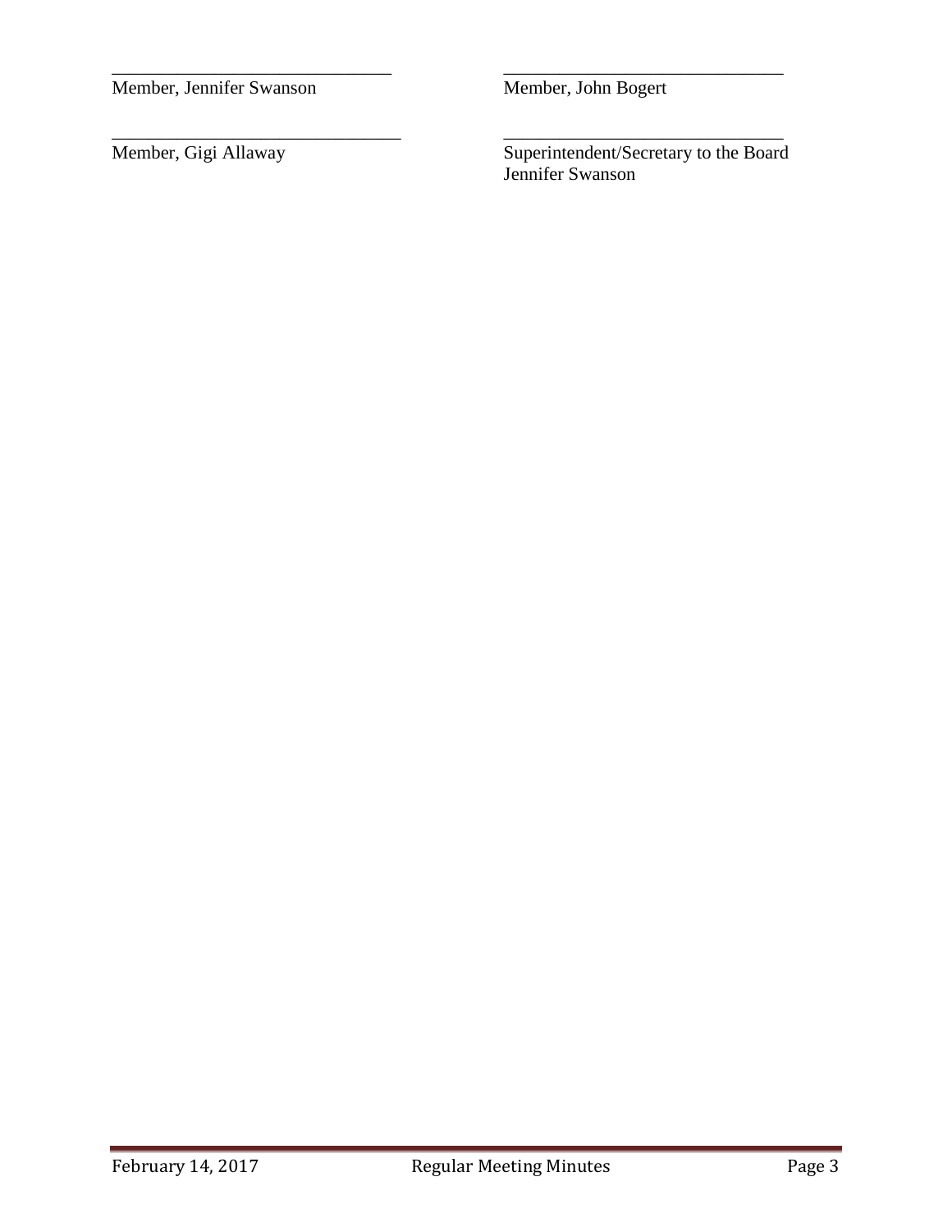_______________________________ 
Member, Jennifer Swanson

_______________________________ 
Member, John Bogert

_______________________________ 
Member, Gigi Allaway

_______________________________ 
Superintendent/Secretary to the Board 
Jennifer Swanson